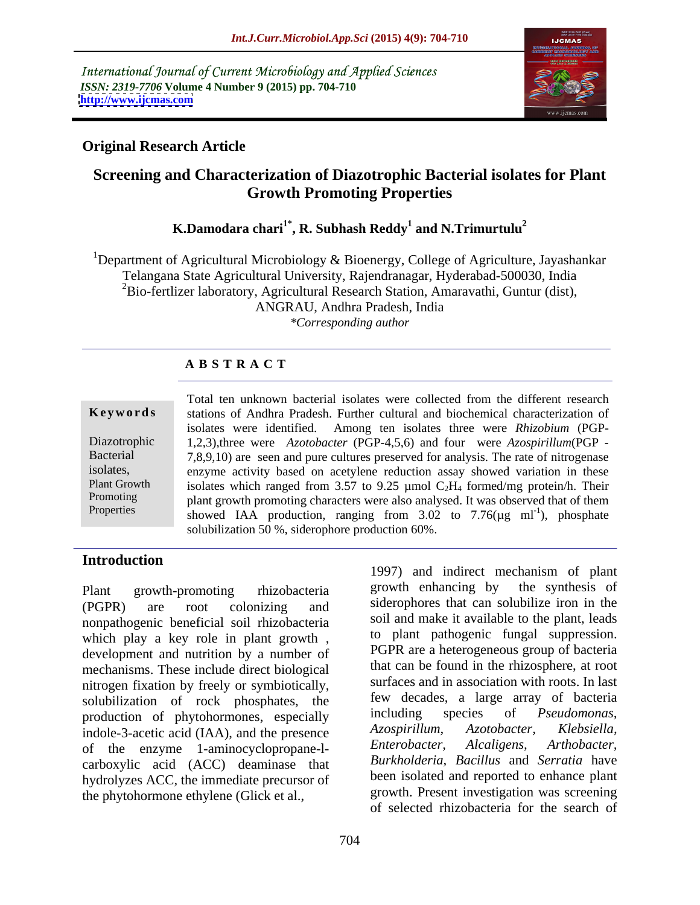International Journal of Current Microbiology and Applied Sciences
*ISSN: 2319-7706* **Volume 4 Number 9 (2015) pp. 704-710**
**http://www.ijcmas.com**

**Original Research Article**

# Screening and Characterization of Diazotrophic Bacterial isolates for Plant Growth Promoting Properties

**K.Damodara chari[1*], R. Subhash Reddy[1] and N.Trimurtulu[2]**

[1]Department of Agricultural Microbiology & Bioenergy, College of Agriculture, Jayashankar Telangana State Agricultural University, Rajendranagar, Hyderabad-500030, India
[2]Bio-fertlizer laboratory, Agricultural Research Station, Amaravathi, Guntur (dist), ANGRAU, Andhra Pradesh, India
*\*Corresponding author*

## ABSTRACT

**Keywords**

Diazotrophic Bacterial isolates, Plant Growth Promoting Properties

Total ten unknown bacterial isolates were collected from the different research stations of Andhra Pradesh. Further cultural and biochemical characterization of isolates were identified. Among ten isolates three were *Rhizobium* (PGP-1,2,3),three were *Azotobacter* (PGP-4,5,6) and four were *Azospirillum*(PGP -7,8,9,10) are seen and pure cultures preserved for analysis. The rate of nitrogenase enzyme activity based on acetylene reduction assay showed variation in these isolates which ranged from 3.57 to 9.25 µmol $C_2H_4$ formed/mg protein/h. Their plant growth promoting characters were also analysed. It was observed that of them showed IAA production, ranging from 3.02 to 7.76(µg $ml^{-1}$), phosphate solubilization 50 %, siderophore production 60%.

## Introduction

Plant growth-promoting rhizobacteria (PGPR) are root colonizing and nonpathogenic beneficial soil rhizobacteria which play a key role in plant growth , development and nutrition by a number of mechanisms. These include direct biological nitrogen fixation by freely or symbiotically, solubilization of rock phosphates, the production of phytohormones, especially indole-3-acetic acid (IAA), and the presence of the enzyme 1-aminocyclopropane-l-carboxylic acid (ACC) deaminase that hydrolyzes ACC, the immediate precursor of the phytohormone ethylene (Glick et al., 1997) and indirect mechanism of plant growth enhancing by the synthesis of siderophores that can solubilize iron in the soil and make it available to the plant, leads to plant pathogenic fungal suppression. PGPR are a heterogeneous group of bacteria that can be found in the rhizosphere, at root surfaces and in association with roots. In last few decades, a large array of bacteria including species of *Pseudomonas, Azospirillum, Azotobacter, Klebsiella, Enterobacter, Alcaligens, Arthobacter, Burkholderia, Bacillus* and *Serratia* have been isolated and reported to enhance plant growth. Present investigation was screening of selected rhizobacteria for the search of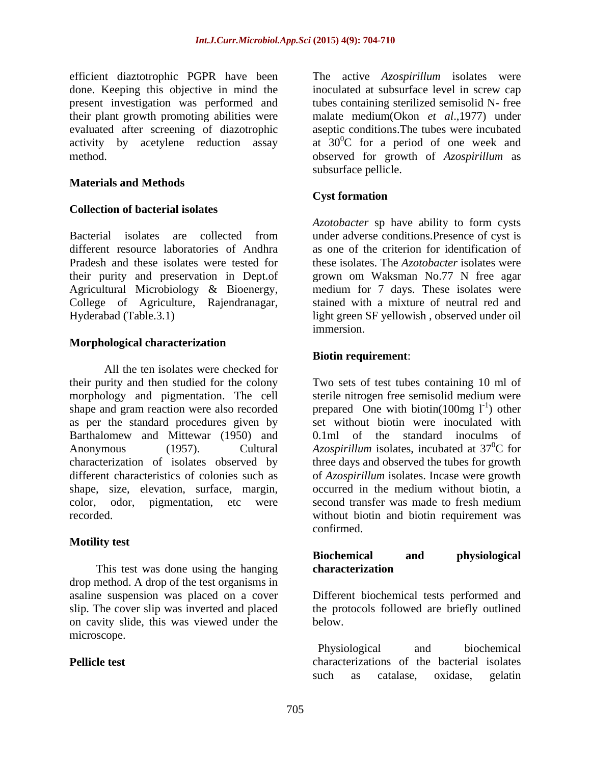efficient diaztotrophic PGPR have been done. Keeping this objective in mind the present investigation was performed and their plant growth promoting abilities were evaluated after screening of diazotrophic activity by acetylene reduction assay method.

## Materials and Methods

### Collection of bacterial isolates

Bacterial isolates are collected from different resource laboratories of Andhra Pradesh and these isolates were tested for their purity and preservation in Dept.of Agricultural Microbiology & Bioenergy, College of Agriculture, Rajendranagar, Hyderabad (Table.3.1)

### Morphological characterization

All the ten isolates were checked for their purity and then studied for the colony morphology and pigmentation. The cell shape and gram reaction were also recorded as per the standard procedures given by Barthalomew and Mittewar (1950) and Anonymous (1957). Cultural characterization of isolates observed by different characteristics of colonies such as shape, size, elevation, surface, margin, color, odor, pigmentation, etc were recorded.

### Motility test

This test was done using the hanging drop method. A drop of the test organisms in asaline suspension was placed on a cover slip. The cover slip was inverted and placed on cavity slide, this was viewed under the microscope.

### Pellicle test

The active *Azospirillum* isolates were inoculated at subsurface level in screw cap tubes containing sterilized semisolid N- free malate medium(Okon *et al*.,1977) under aseptic conditions.The tubes were incubated at $30^0$C for a period of one week and observed for growth of *Azospirillum* as subsurface pellicle.

### Cyst formation

*Azotobacter* sp have ability to form cysts under adverse conditions.Presence of cyst is as one of the criterion for identification of these isolates. The *Azotobacter* isolates were grown om Waksman No.77 N free agar medium for 7 days. These isolates were stained with a mixture of neutral red and light green SF yellowish , observed under oil immersion.

### Biotin requirement:

Two sets of test tubes containing 10 ml of sterile nitrogen free semisolid medium were prepared One with biotin(100mg $l^{-1}$) other set without biotin were inoculated with 0.1ml of the standard inoculms of *Azospirillum* isolates, incubated at $37^0$C for three days and observed the tubes for growth of *Azospirillum* isolates. Incase were growth occurred in the medium without biotin, a second transfer was made to fresh medium without biotin and biotin requirement was confirmed.

### Biochemical and physiological characterization

Different biochemical tests performed and the protocols followed are briefly outlined below.

Physiological and biochemical characterizations of the bacterial isolates such as catalase, oxidase, gelatin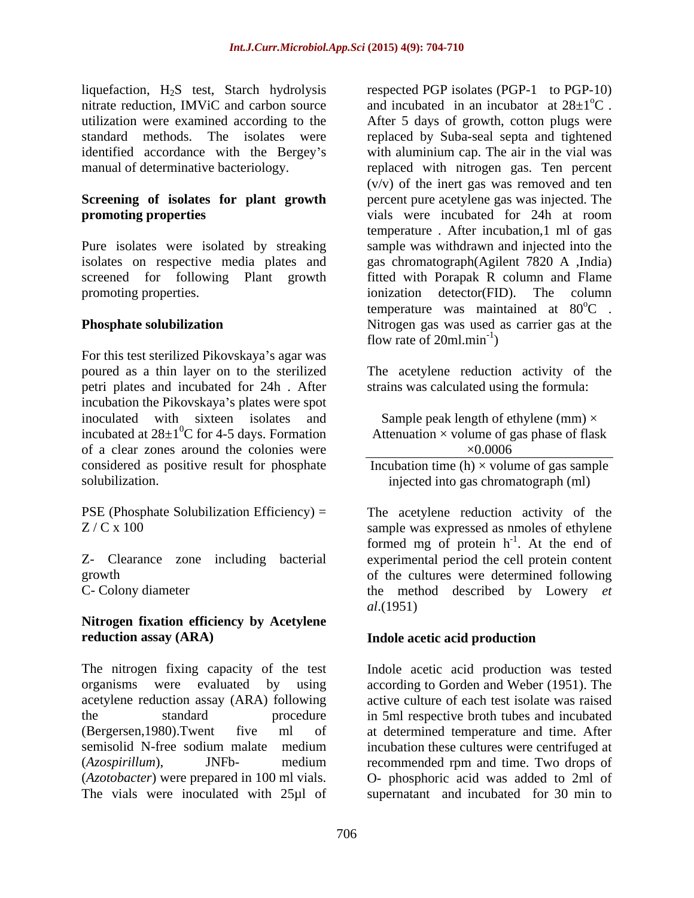liquefaction, $H_2S$ test, Starch hydrolysis nitrate reduction, IMViC and carbon source utilization were examined according to the standard methods. The isolates were identified accordance with the Bergey's manual of determinative bacteriology.

**Screening of isolates for plant growth promoting properties**

Pure isolates were isolated by streaking isolates on respective media plates and screened for following Plant growth promoting properties.

**Phosphate solubilization**

For this test sterilized Pikovskaya's agar was poured as a thin layer on to the sterilized petri plates and incubated for 24h . After incubation the Pikovskaya's plates were spot inoculated with sixteen isolates and incubated at $28\pm1^0$C for 4-5 days. Formation of a clear zones around the colonies were considered as positive result for phosphate solubilization.

PSE (Phosphate Solubilization Efficiency) = Z / C x 100

Z- Clearance zone including bacterial growth
C- Colony diameter

**Nitrogen fixation efficiency by Acetylene reduction assay (ARA)**

The nitrogen fixing capacity of the test organisms were evaluated by using acetylene reduction assay (ARA) following the standard procedure (Bergersen,1980).Twent five ml of semisolid N-free sodium malate medium (*Azospirillum*), JNFb- medium (*Azotobacter*) were prepared in 100 ml vials. The vials were inoculated with 25µl of respected PGP isolates (PGP-1 to PGP-10) and incubated in an incubator at $28\pm1^o$C . After 5 days of growth, cotton plugs were replaced by Suba-seal septa and tightened with aluminium cap. The air in the vial was replaced with nitrogen gas. Ten percent (v/v) of the inert gas was removed and ten percent pure acetylene gas was injected. The vials were incubated for 24h at room temperature . After incubation,1 ml of gas sample was withdrawn and injected into the gas chromatograph(Agilent 7820 A ,India) fitted with Porapak R column and Flame ionization detector(FID). The column temperature was maintained at $80^o$C . Nitrogen gas was used as carrier gas at the flow rate of 20ml.min$^{-1}$)

The acetylene reduction activity of the strains was calculated using the formula:

$$\frac{\text{Sample peak length of ethylene (mm)} \times \text{Attenuation} \times \text{volume of gas phase of flask} \times 0.0006}{\text{Incubation time (h)} \times \text{volume of gas sample injected into gas chromatograph (ml)}}$$

The acetylene reduction activity of the sample was expressed as nmoles of ethylene formed mg of protein h$^{-1}$. At the end of experimental period the cell protein content of the cultures were determined following the method described by Lowery *et al*.(1951)

**Indole acetic acid production**

Indole acetic acid production was tested according to Gorden and Weber (1951). The active culture of each test isolate was raised in 5ml respective broth tubes and incubated at determined temperature and time. After incubation these cultures were centrifuged at recommended rpm and time. Two drops of O- phosphoric acid was added to 2ml of supernatant and incubated for 30 min to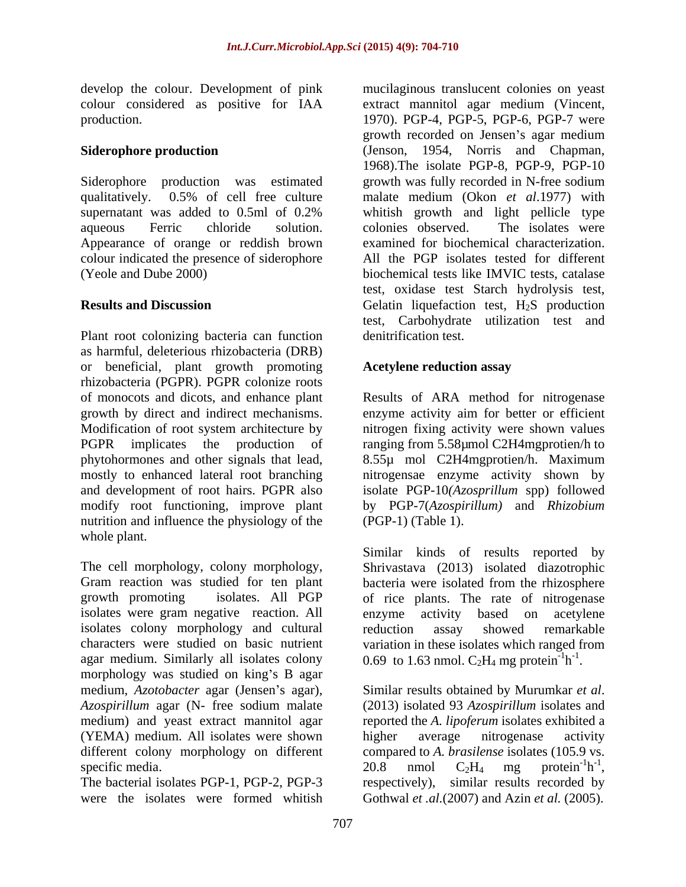develop the colour. Development of pink colour considered as positive for IAA production.

**Siderophore production**

Siderophore production was estimated qualitatively. 0.5% of cell free culture supernatant was added to 0.5ml of 0.2% aqueous Ferric chloride solution. Appearance of orange or reddish brown colour indicated the presence of siderophore (Yeole and Dube 2000)

**Results and Discussion**

Plant root colonizing bacteria can function as harmful, deleterious rhizobacteria (DRB) or beneficial, plant growth promoting rhizobacteria (PGPR). PGPR colonize roots of monocots and dicots, and enhance plant growth by direct and indirect mechanisms. Modification of root system architecture by PGPR implicates the production of phytohormones and other signals that lead, mostly to enhanced lateral root branching and development of root hairs. PGPR also modify root functioning, improve plant nutrition and influence the physiology of the whole plant.

The cell morphology, colony morphology, Gram reaction was studied for ten plant growth promoting isolates. All PGP isolates were gram negative reaction. All isolates colony morphology and cultural characters were studied on basic nutrient agar medium. Similarly all isolates colony morphology was studied on king's B agar medium, *Azotobacter* agar (Jensen's agar), *Azospirillum* agar (N- free sodium malate medium) and yeast extract mannitol agar (YEMA) medium. All isolates were shown different colony morphology on different specific media.
The bacterial isolates PGP-1, PGP-2, PGP-3 were the isolates were formed whitish mucilaginous translucent colonies on yeast extract mannitol agar medium (Vincent, 1970). PGP-4, PGP-5, PGP-6, PGP-7 were growth recorded on Jensen's agar medium (Jenson, 1954, Norris and Chapman, 1968).The isolate PGP-8, PGP-9, PGP-10 growth was fully recorded in N-free sodium malate medium (Okon *et al*.1977) with whitish growth and light pellicle type colonies observed. The isolates were examined for biochemical characterization. All the PGP isolates tested for different biochemical tests like IMVIC tests, catalase test, oxidase test Starch hydrolysis test, Gelatin liquefaction test, $H_2S$ production test, Carbohydrate utilization test and denitrification test.

**Acetylene reduction assay**

Results of ARA method for nitrogenase enzyme activity aim for better or efficient nitrogen fixing activity were shown values ranging from 5.58µmol C2H4mgprotien/h to 8.55µ mol C2H4mgprotien/h. Maximum nitrogensae enzyme activity shown by isolate PGP-10*(Azosprillum* spp) followed by PGP-7(*Azospirillum)* and *Rhizobium* (PGP-1) (Table 1).

Similar kinds of results reported by Shrivastava (2013) isolated diazotrophic bacteria were isolated from the rhizosphere of rice plants. The rate of nitrogenase enzyme activity based on acetylene reduction assay showed remarkable variation in these isolates which ranged from 0.69 to 1.63 nmol. $C_2H_4$ mg protein$^{-1}$h$^{-1}$.

Similar results obtained by Murumkar *et al*. (2013) isolated 93 *Azospirillum* isolates and reported the *A. lipoferum* isolates exhibited a higher average nitrogenase activity compared to *A. brasilense* isolates (105.9 vs. 20.8 nmol $C_2H_4$ mg protein$^{-1}$h$^{-1}$, respectively), similar results recorded by Gothwal *et .al.*(2007) and Azin *et al.* (2005).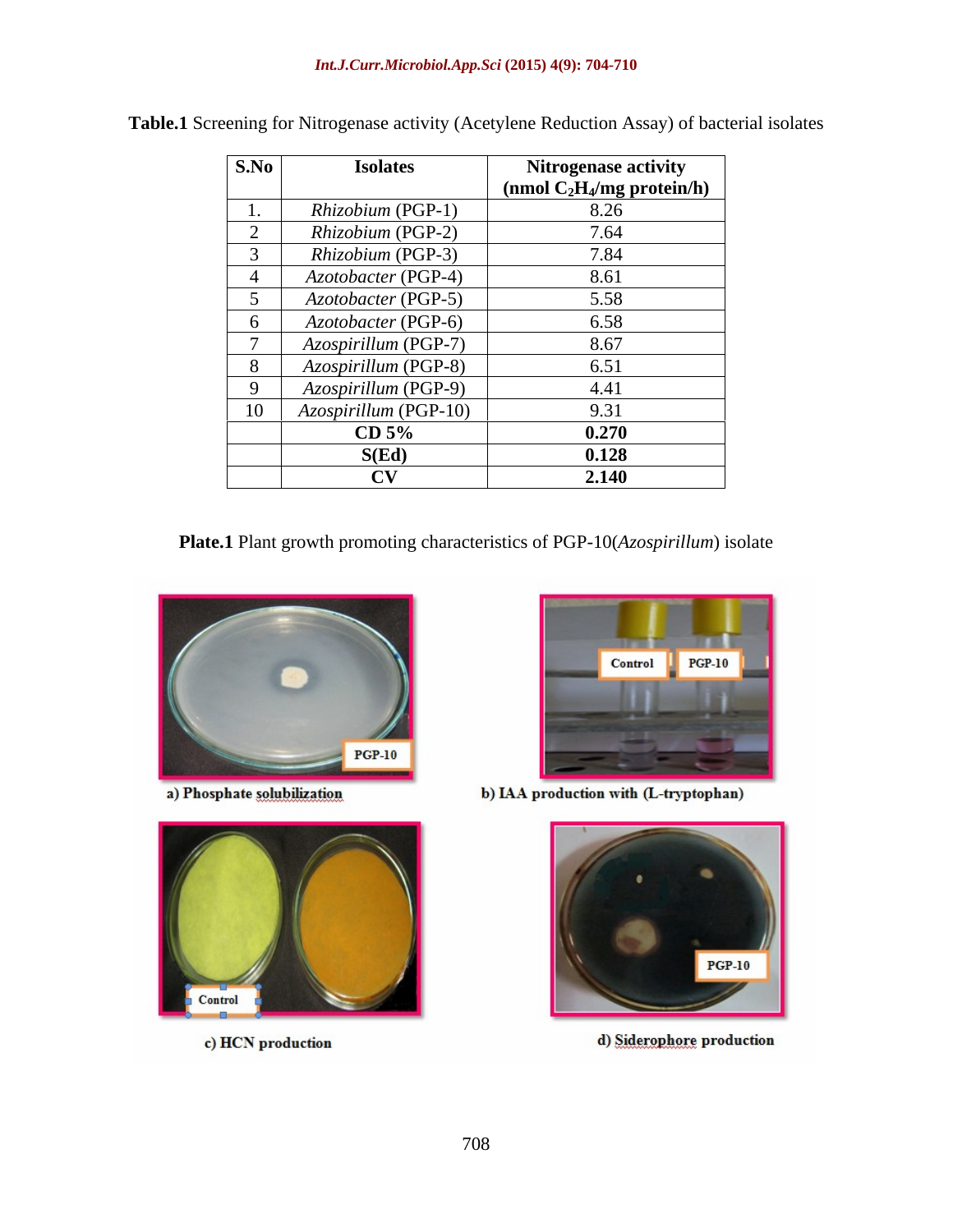**Table.1** Screening for Nitrogenase activity (Acetylene Reduction Assay) of bacterial isolates

| S.No | Isolates | Nitrogenase activity (nmol $C_2H_4$/mg protein/h) |
|---|---|---|
| 1. | *Rhizobium* (PGP-1) | 8.26 |
| 2 | *Rhizobium* (PGP-2) | 7.64 |
| 3 | *Rhizobium* (PGP-3) | 7.84 |
| 4 | *Azotobacter* (PGP-4) | 8.61 |
| 5 | *Azotobacter* (PGP-5) | 5.58 |
| 6 | *Azotobacter* (PGP-6) | 6.58 |
| 7 | *Azospirillum* (PGP-7) | 8.67 |
| 8 | *Azospirillum* (PGP-8) | 6.51 |
| 9 | *Azospirillum* (PGP-9) | 4.41 |
| 10 | *Azospirillum* (PGP-10) | 9.31 |
| | **CD 5%** | **0.270** |
| | **S(Ed)** | **0.128** |
| | **CV** | **2.140** |

**Plate.1** Plant growth promoting characteristics of PGP-10(*Azospirillum*) isolate

a) Phosphate solubilization

b) IAA production with (L-tryptophan)

c) HCN production

d) Siderophore production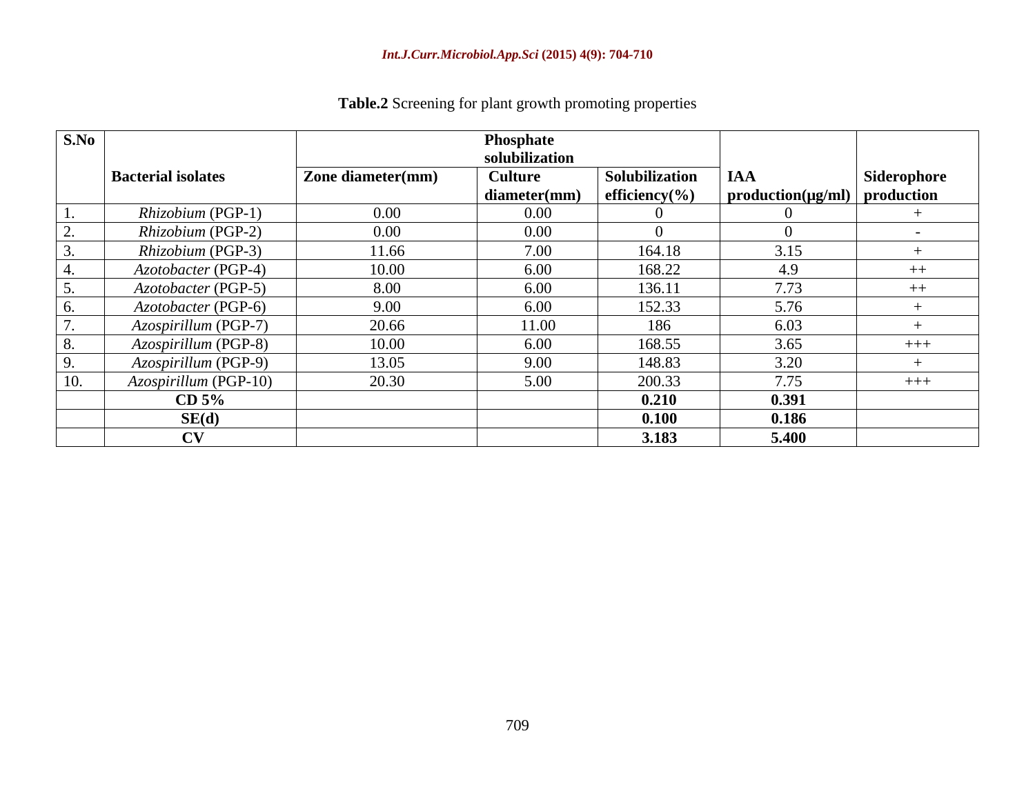**Table.2** Screening for plant growth promoting properties

| S.No | Bacterial isolates | Phosphate solubilization | | | IAA production(µg/ml) | Siderophore production |
|---|---|---|---|---|---|---|
| | | Zone diameter(mm) | Culture diameter(mm) | Solubilization efficiency(%) | | |
| 1. | *Rhizobium* (PGP-1) | 0.00 | 0.00 | 0 | 0 | + |
| 2. | *Rhizobium* (PGP-2) | 0.00 | 0.00 | 0 | 0 | - |
| 3. | *Rhizobium* (PGP-3) | 11.66 | 7.00 | 164.18 | 3.15 | + |
| 4. | *Azotobacter* (PGP-4) | 10.00 | 6.00 | 168.22 | 4.9 | ++ |
| 5. | *Azotobacter* (PGP-5) | 8.00 | 6.00 | 136.11 | 7.73 | ++ |
| 6. | *Azotobacter* (PGP-6) | 9.00 | 6.00 | 152.33 | 5.76 | + |
| 7. | *Azospirillum* (PGP-7) | 20.66 | 11.00 | 186 | 6.03 | + |
| 8. | *Azospirillum* (PGP-8) | 10.00 | 6.00 | 168.55 | 3.65 | +++ |
| 9. | *Azospirillum* (PGP-9) | 13.05 | 9.00 | 148.83 | 3.20 | + |
| 10. | *Azospirillum* (PGP-10) | 20.30 | 5.00 | 200.33 | 7.75 | +++ |
| | **CD 5%** | | | **0.210** | **0.391** | |
| | **SE(d)** | | | **0.100** | **0.186** | |
| | **CV** | | | **3.183** | **5.400** | |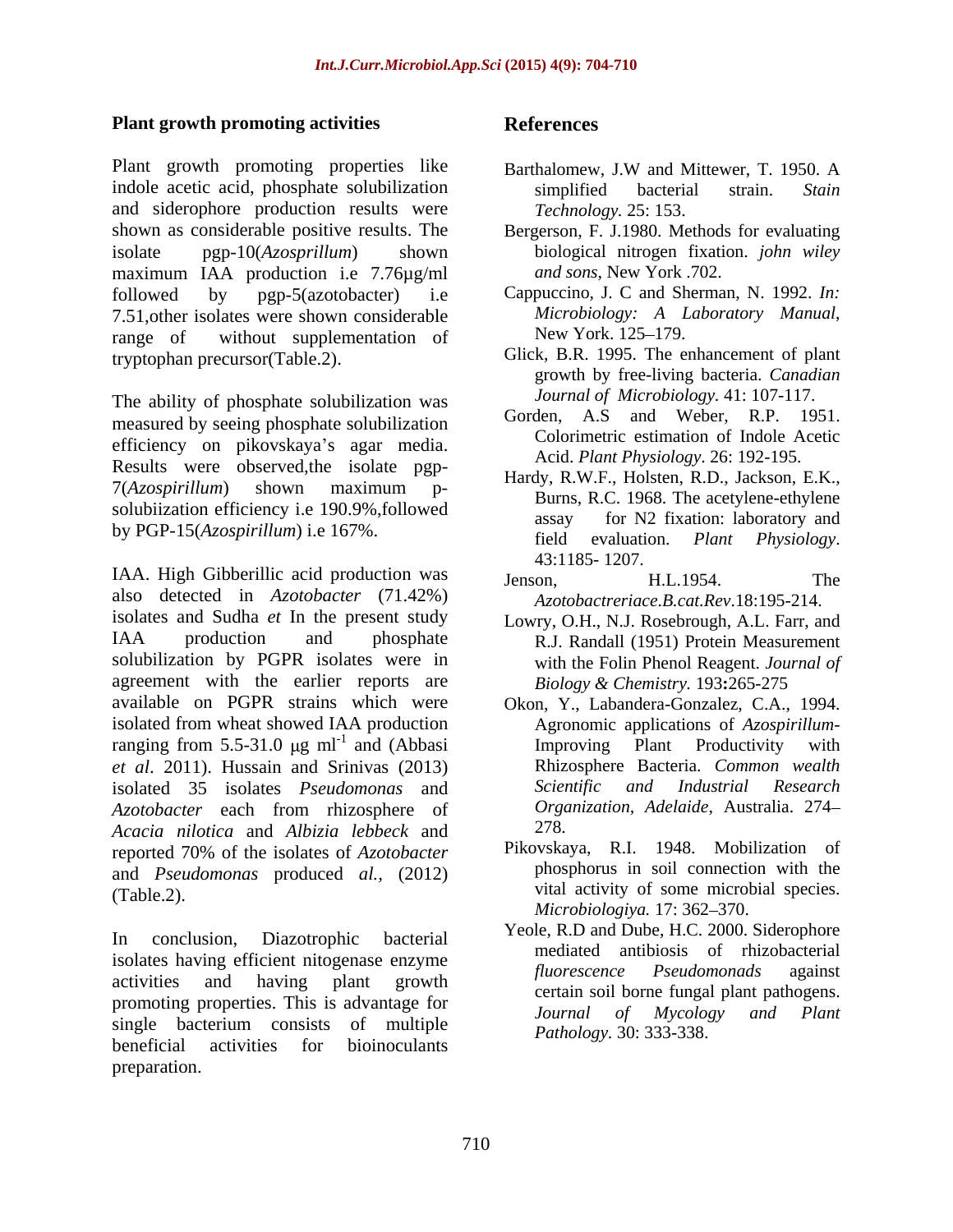## Plant growth promoting activities

Plant growth promoting properties like indole acetic acid, phosphate solubilization and siderophore production results were shown as considerable positive results. The isolate pgp-10(*Azosprillum*) shown maximum IAA production i.e 7.76µg/ml followed by pgp-5(azotobacter) i.e 7.51,other isolates were shown considerable range of without supplementation of tryptophan precursor(Table.2).

The ability of phosphate solubilization was measured by seeing phosphate solubilization efficiency on pikovskaya's agar media. Results were observed,the isolate pgp-7(*Azospirillum*) shown maximum p-solubiization efficiency i.e 190.9%,followed by PGP-15(*Azospirillum*) i.e 167%.

IAA. High Gibberillic acid production was also detected in *Azotobacter* (71.42%) isolates and Sudha *et* In the present study IAA production and phosphate solubilization by PGPR isolates were in agreement with the earlier reports are available on PGPR strains which were isolated from wheat showed IAA production ranging from 5.5-31.0 μg $ml^{-1}$ and (Abbasi *et al*. 2011). Hussain and Srinivas (2013) isolated 35 isolates *Pseudomonas* and *Azotobacter* each from rhizosphere of *Acacia nilotica* and *Albizia lebbeck* and reported 70% of the isolates of *Azotobacter* and *Pseudomonas* produced *al.,* (2012) (Table.2).

In conclusion, Diazotrophic bacterial isolates having efficient nitogenase enzyme activities and having plant growth promoting properties. This is advantage for single bacterium consists of multiple beneficial activities for bioinoculants preparation.

## References

Barthalomew, J.W and Mittewer, T. 1950. A simplified bacterial strain. *Stain Technology.* 25: 153.

Bergerson, F. J.1980. Methods for evaluating biological nitrogen fixation. *john wiley and sons,* New York .702.

Cappuccino, J. C and Sherman, N. 1992. *In: Microbiology: A Laboratory Manual*, New York. 125–179.

Glick, B.R. 1995. The enhancement of plant growth by free-living bacteria. *Canadian Journal of Microbiology.* 41: 107-117.

Gorden, A.S and Weber, R.P. 1951. Colorimetric estimation of Indole Acetic Acid. *Plant Physiology*. 26: 192-195.

Hardy, R.W.F., Holsten, R.D., Jackson, E.K., Burns, R.C. 1968. The acetylene-ethylene assay for N2 fixation: laboratory and field evaluation. *Plant Physiology*. 43:1185- 1207.

Jenson, H.L.1954. The *Azotobactreriace.B.cat.Rev*.18:195-214.

Lowry, O.H., N.J. Rosebrough, A.L. Farr, and R.J. Randall (1951) Protein Measurement with the Folin Phenol Reagent. *Journal of Biology & Chemistry.* 193**:**265-275

Okon, Y., Labandera-Gonzalez, C.A., 1994. Agronomic applications of *Azospirillum*-Improving Plant Productivity with Rhizosphere Bacteria. *Common wealth Scientific and Industrial Research Organization, Adelaide*, Australia. 274–278.

Pikovskaya, R.I. 1948. Mobilization of phosphorus in soil connection with the vital activity of some microbial species. *Microbiologiya.* 17: 362–370.

Yeole, R.D and Dube, H.C. 2000. Siderophore mediated antibiosis of rhizobacterial *fluorescence Pseudomonads* against certain soil borne fungal plant pathogens. *Journal of Mycology and Plant Pathology.* 30: 333-338.